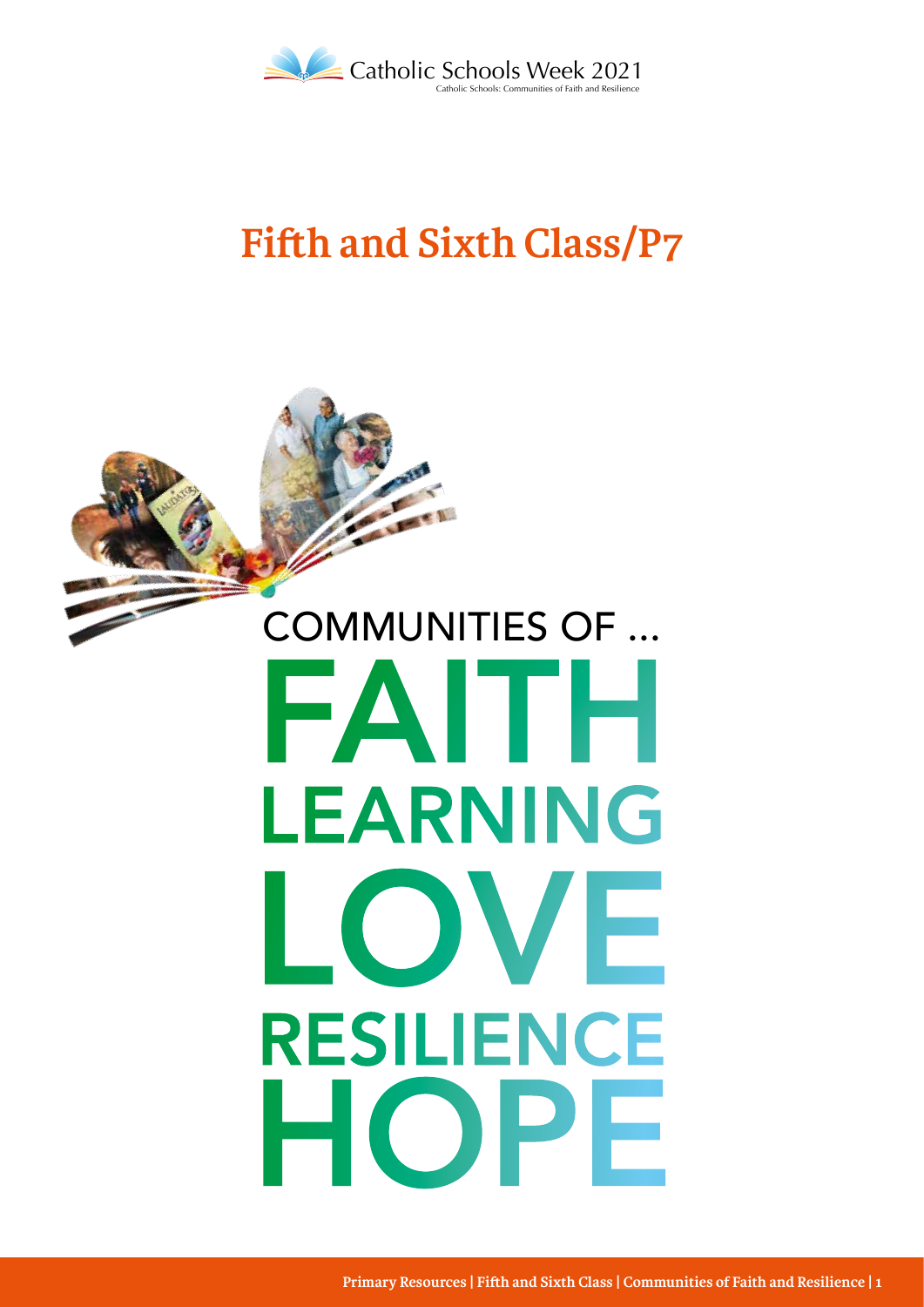Catholic Schools Week 2021

Catholic Schools: Communities of Faith and Resilience

# Fifth and Sixth Class/P7

COMMUNITIES OF ...

FAITH

LEARNING

LOVE

RESILIENCE

HOPE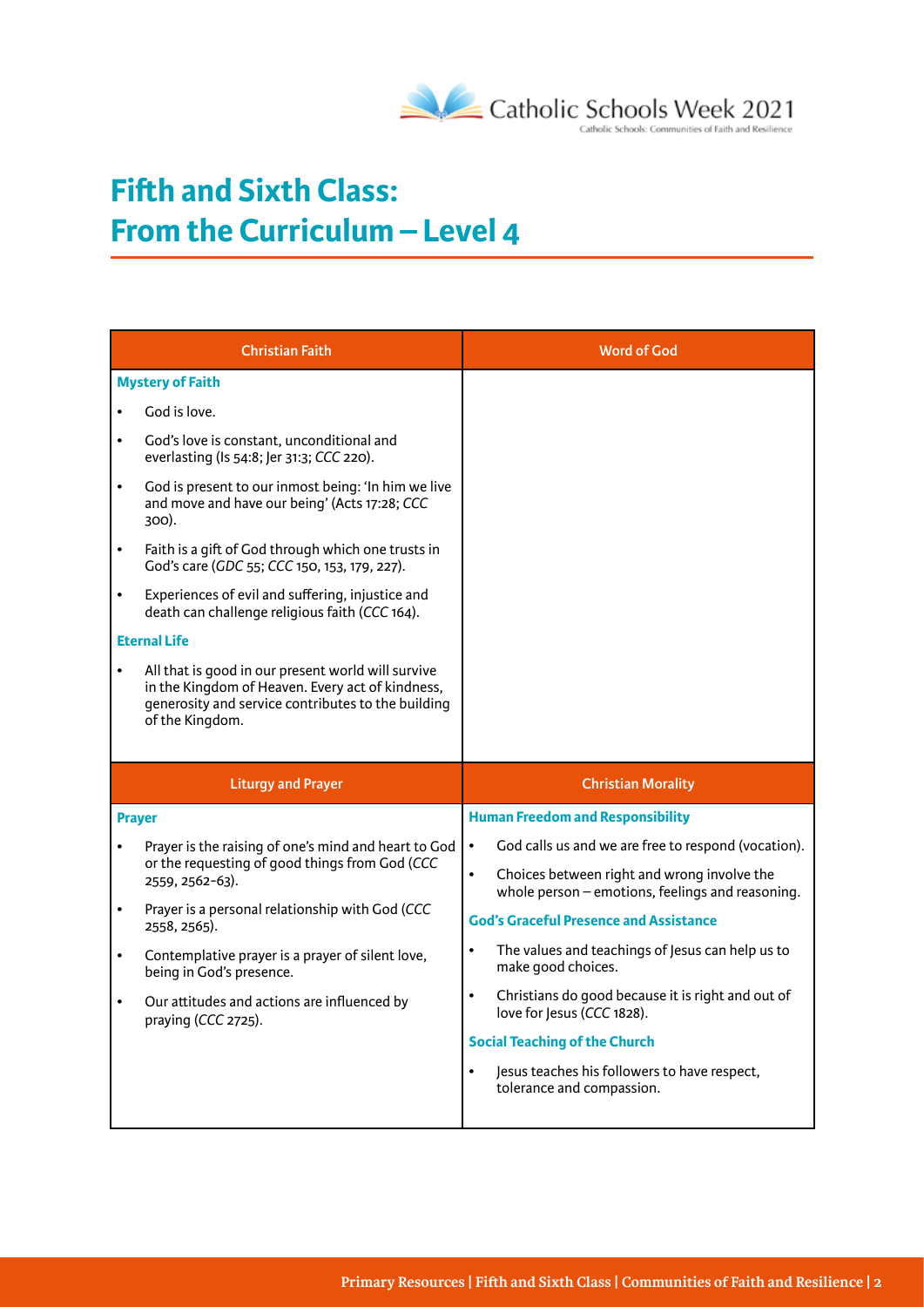# Fifth and Sixth Class: From the Curriculum – Level 4

| Christian Faith | Word of God |
|---|---|
| **Mystery of Faith**<br>• God is love.<br>• God's love is constant, unconditional and everlasting (Is 54:8; Jer 31:3; *CCC* 220).<br>• God is present to our inmost being: 'In him we live and move and have our being' (Acts 17:28; *CCC* 300).<br>• Faith is a gift of God through which one trusts in God's care (*GDC* 55; *CCC* 150, 153, 179, 227).<br>• Experiences of evil and suffering, injustice and death can challenge religious faith (*CCC* 164).<br>**Eternal Life**<br>• All that is good in our present world will survive in the Kingdom of Heaven. Every act of kindness, generosity and service contributes to the building of the Kingdom. | |

| Liturgy and Prayer | Christian Morality |
|---|---|
| **Prayer**<br>• Prayer is the raising of one's mind and heart to God or the requesting of good things from God (*CCC* 2559, 2562-63).<br>• Prayer is a personal relationship with God (*CCC* 2558, 2565).<br>• Contemplative prayer is a prayer of silent love, being in God's presence.<br>• Our attitudes and actions are influenced by praying (*CCC* 2725). | **Human Freedom and Responsibility**<br>• God calls us and we are free to respond (vocation).<br>• Choices between right and wrong involve the whole person – emotions, feelings and reasoning.<br>**God's Graceful Presence and Assistance**<br>• The values and teachings of Jesus can help us to make good choices.<br>• Christians do good because it is right and out of love for Jesus (*CCC* 1828).<br>**Social Teaching of the Church**<br>• Jesus teaches his followers to have respect, tolerance and compassion. |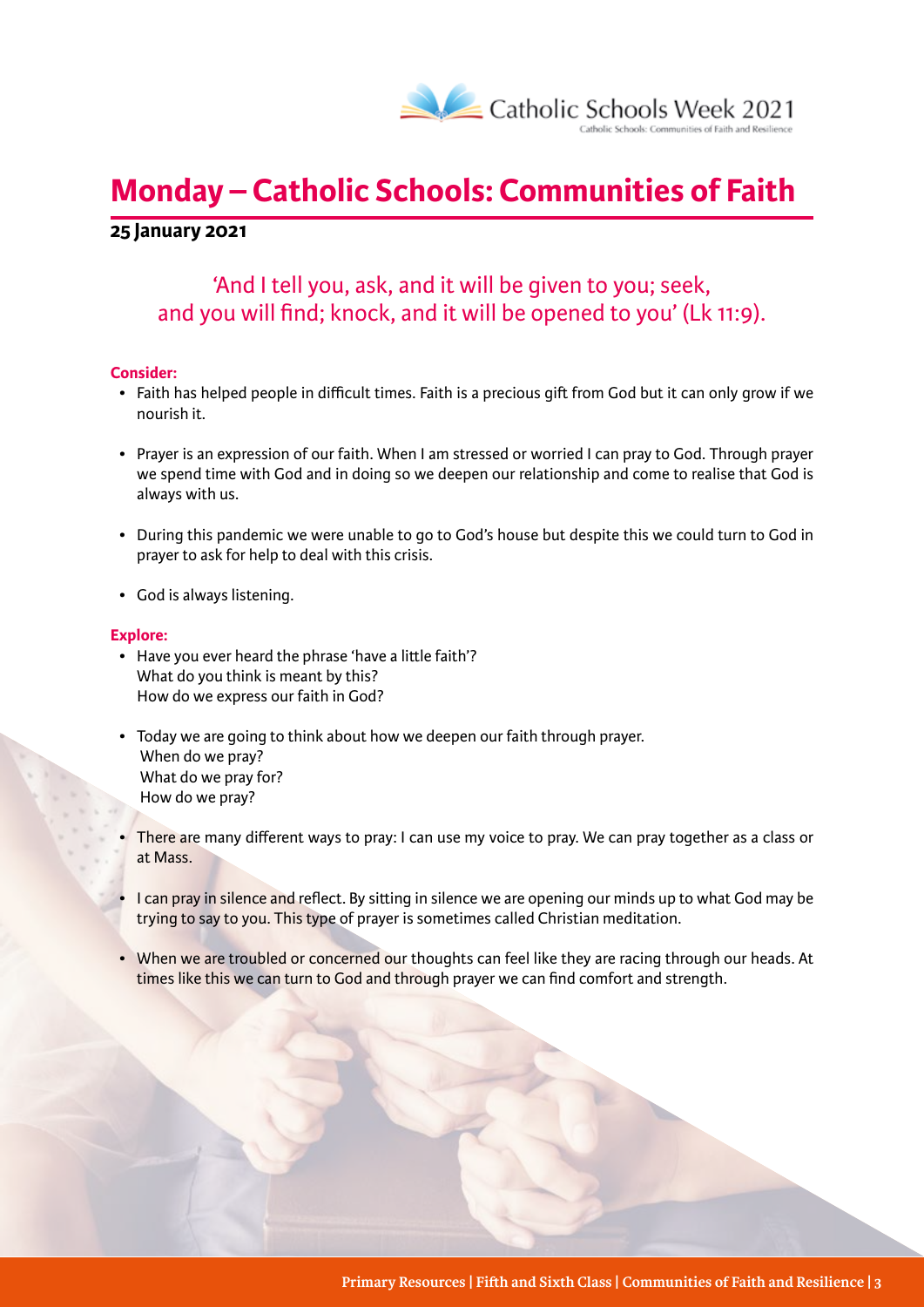# Monday – Catholic Schools: Communities of Faith

**25 January 2021**

'And I tell you, ask, and it will be given to you; seek, and you will find; knock, and it will be opened to you' (Lk 11:9).

**Consider:**

- Faith has helped people in difficult times. Faith is a precious gift from God but it can only grow if we nourish it.
- Prayer is an expression of our faith. When I am stressed or worried I can pray to God. Through prayer we spend time with God and in doing so we deepen our relationship and come to realise that God is always with us.
- During this pandemic we were unable to go to God's house but despite this we could turn to God in prayer to ask for help to deal with this crisis.
- God is always listening.

**Explore:**

- Have you ever heard the phrase 'have a little faith'?
  What do you think is meant by this?
  How do we express our faith in God?
- Today we are going to think about how we deepen our faith through prayer.
  When do we pray?
  What do we pray for?
  How do we pray?
- There are many different ways to pray: I can use my voice to pray. We can pray together as a class or at Mass.
- I can pray in silence and reflect. By sitting in silence we are opening our minds up to what God may be trying to say to you. This type of prayer is sometimes called Christian meditation.
- When we are troubled or concerned our thoughts can feel like they are racing through our heads. At times like this we can turn to God and through prayer we can find comfort and strength.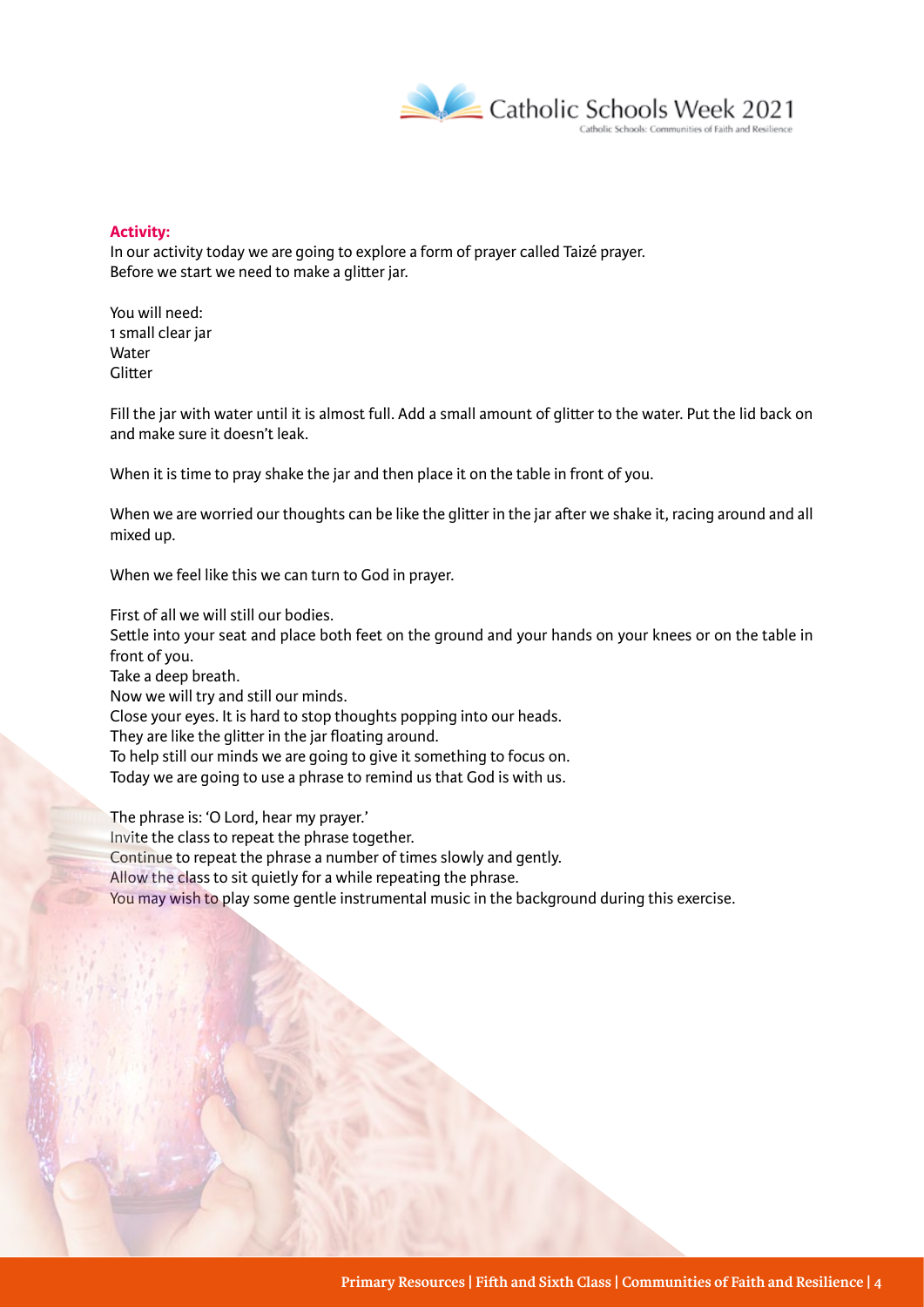**Activity:**

In our activity today we are going to explore a form of prayer called Taizé prayer.
Before we start we need to make a glitter jar.

You will need:
1 small clear jar
Water
Glitter

Fill the jar with water until it is almost full. Add a small amount of glitter to the water. Put the lid back on and make sure it doesn't leak.

When it is time to pray shake the jar and then place it on the table in front of you.

When we are worried our thoughts can be like the glitter in the jar after we shake it, racing around and all mixed up.

When we feel like this we can turn to God in prayer.

First of all we will still our bodies.
Settle into your seat and place both feet on the ground and your hands on your knees or on the table in front of you.
Take a deep breath.
Now we will try and still our minds.
Close your eyes. It is hard to stop thoughts popping into our heads.
They are like the glitter in the jar floating around.
To help still our minds we are going to give it something to focus on.
Today we are going to use a phrase to remind us that God is with us.

The phrase is: 'O Lord, hear my prayer.'
Invite the class to repeat the phrase together.
Continue to repeat the phrase a number of times slowly and gently.
Allow the class to sit quietly for a while repeating the phrase.
You may wish to play some gentle instrumental music in the background during this exercise.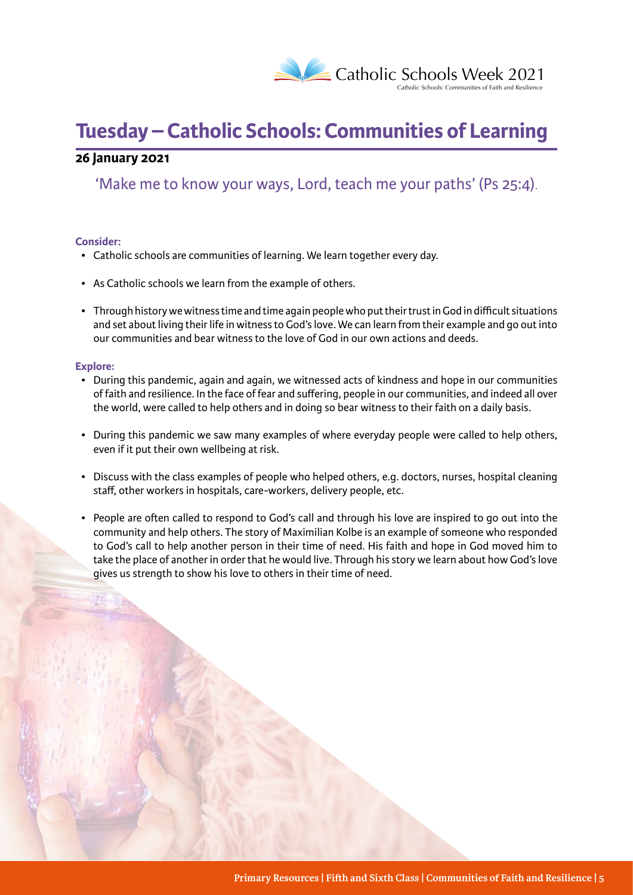# Tuesday – Catholic Schools: Communities of Learning

**26 January 2021**

'Make me to know your ways, Lord, teach me your paths' (Ps 25:4).

**Consider:**

- Catholic schools are communities of learning. We learn together every day.
- As Catholic schools we learn from the example of others.
- Through history we witness time and time again people who put their trust in God in difficult situations and set about living their life in witness to God's love. We can learn from their example and go out into our communities and bear witness to the love of God in our own actions and deeds.

**Explore:**

- During this pandemic, again and again, we witnessed acts of kindness and hope in our communities of faith and resilience. In the face of fear and suffering, people in our communities, and indeed all over the world, were called to help others and in doing so bear witness to their faith on a daily basis.
- During this pandemic we saw many examples of where everyday people were called to help others, even if it put their own wellbeing at risk.
- Discuss with the class examples of people who helped others, e.g. doctors, nurses, hospital cleaning staff, other workers in hospitals, care-workers, delivery people, etc.
- People are often called to respond to God's call and through his love are inspired to go out into the community and help others. The story of Maximilian Kolbe is an example of someone who responded to God's call to help another person in their time of need. His faith and hope in God moved him to take the place of another in order that he would live. Through his story we learn about how God's love gives us strength to show his love to others in their time of need.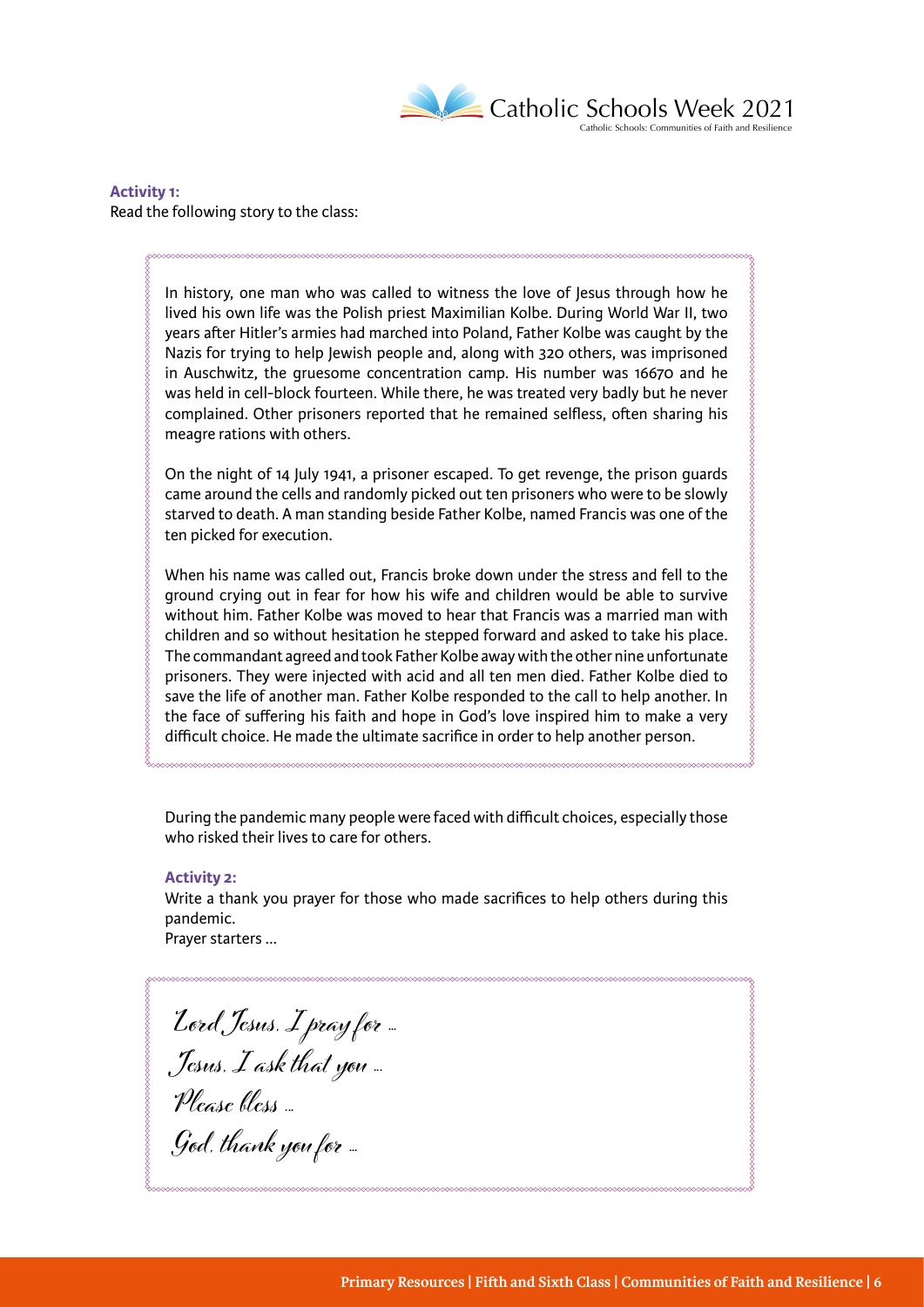**Activity 1:**

Read the following story to the class:

> In history, one man who was called to witness the love of Jesus through how he lived his own life was the Polish priest Maximilian Kolbe. During World War II, two years after Hitler's armies had marched into Poland, Father Kolbe was caught by the Nazis for trying to help Jewish people and, along with 320 others, was imprisoned in Auschwitz, the gruesome concentration camp. His number was 16670 and he was held in cell-block fourteen. While there, he was treated very badly but he never complained. Other prisoners reported that he remained selfless, often sharing his meagre rations with others.
>
> On the night of 14 July 1941, a prisoner escaped. To get revenge, the prison guards came around the cells and randomly picked out ten prisoners who were to be slowly starved to death. A man standing beside Father Kolbe, named Francis was one of the ten picked for execution.
>
> When his name was called out, Francis broke down under the stress and fell to the ground crying out in fear for how his wife and children would be able to survive without him. Father Kolbe was moved to hear that Francis was a married man with children and so without hesitation he stepped forward and asked to take his place. The commandant agreed and took Father Kolbe away with the other nine unfortunate prisoners. They were injected with acid and all ten men died. Father Kolbe died to save the life of another man. Father Kolbe responded to the call to help another. In the face of suffering his faith and hope in God's love inspired him to make a very difficult choice. He made the ultimate sacrifice in order to help another person.

During the pandemic many people were faced with difficult choices, especially those who risked their lives to care for others.

**Activity 2:**

Write a thank you prayer for those who made sacrifices to help others during this pandemic.

Prayer starters …

> *Lord Jesus, I pray for …*
>
> *Jesus, I ask that you …*
>
> *Please bless …*
>
> *God, thank you for …*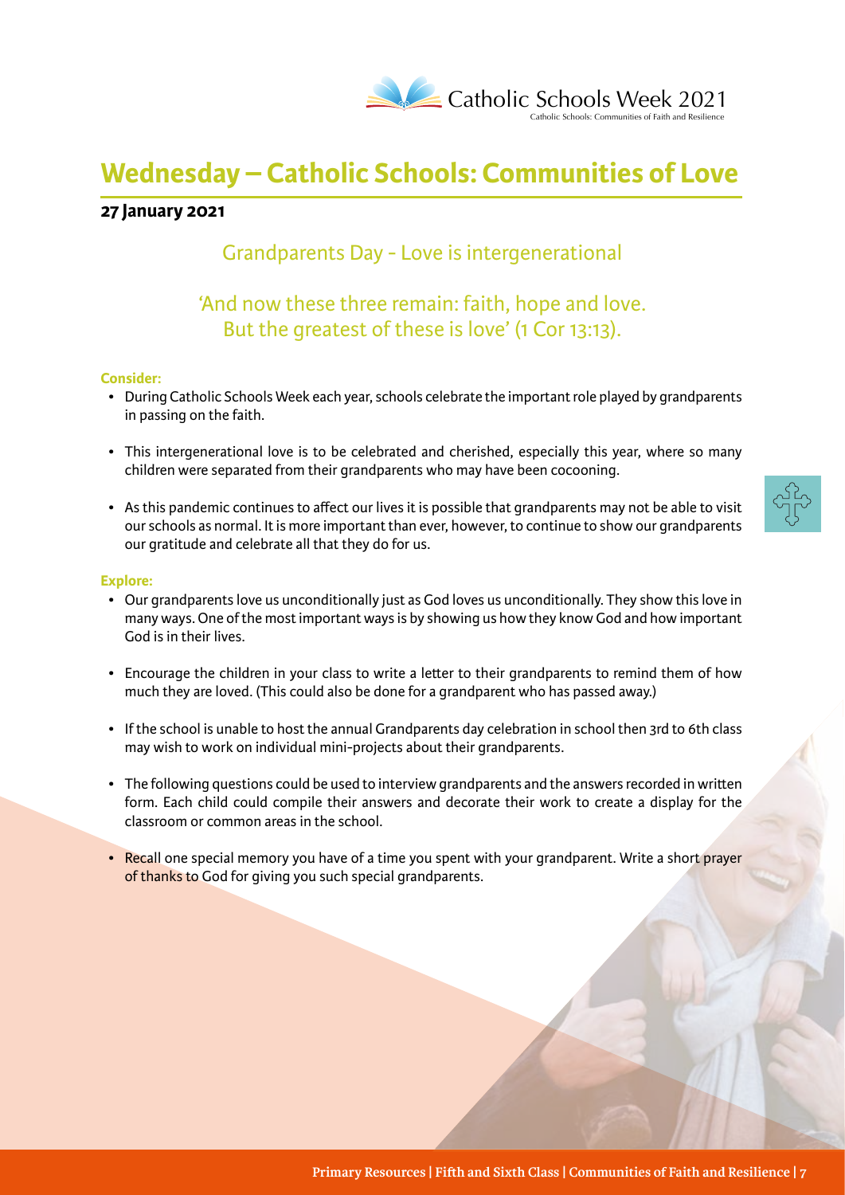# Wednesday – Catholic Schools: Communities of Love

**27 January 2021**

## Grandparents Day - Love is intergenerational

'And now these three remain: faith, hope and love. But the greatest of these is love' (1 Cor 13:13).

**Consider:**

- During Catholic Schools Week each year, schools celebrate the important role played by grandparents in passing on the faith.
- This intergenerational love is to be celebrated and cherished, especially this year, where so many children were separated from their grandparents who may have been cocooning.
- As this pandemic continues to affect our lives it is possible that grandparents may not be able to visit our schools as normal. It is more important than ever, however, to continue to show our grandparents our gratitude and celebrate all that they do for us.

**Explore:**

- Our grandparents love us unconditionally just as God loves us unconditionally. They show this love in many ways. One of the most important ways is by showing us how they know God and how important God is in their lives.
- Encourage the children in your class to write a letter to their grandparents to remind them of how much they are loved. (This could also be done for a grandparent who has passed away.)
- If the school is unable to host the annual Grandparents day celebration in school then 3rd to 6th class may wish to work on individual mini-projects about their grandparents.
- The following questions could be used to interview grandparents and the answers recorded in written form. Each child could compile their answers and decorate their work to create a display for the classroom or common areas in the school.
- Recall one special memory you have of a time you spent with your grandparent. Write a short prayer of thanks to God for giving you such special grandparents.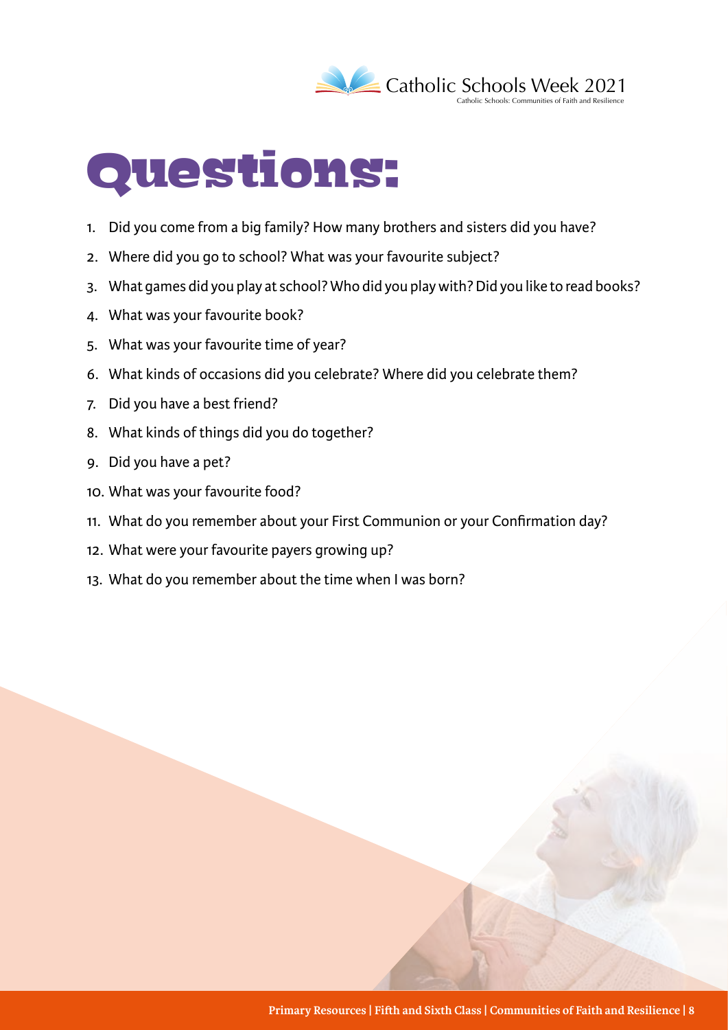# Questions:

1. Did you come from a big family? How many brothers and sisters did you have?
2. Where did you go to school? What was your favourite subject?
3. What games did you play at school? Who did you play with? Did you like to read books?
4. What was your favourite book?
5. What was your favourite time of year?
6. What kinds of occasions did you celebrate? Where did you celebrate them?
7. Did you have a best friend?
8. What kinds of things did you do together?
9. Did you have a pet?
10. What was your favourite food?
11. What do you remember about your First Communion or your Confirmation day?
12. What were your favourite payers growing up?
13. What do you remember about the time when I was born?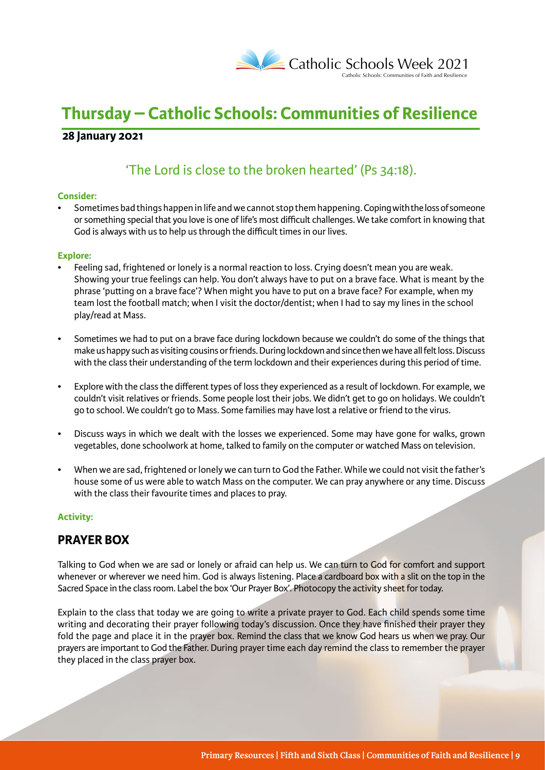# Thursday – Catholic Schools: Communities of Resilience

**28 January 2021**

## 'The Lord is close to the broken hearted' (Ps 34:18).

**Consider:**

- Sometimes bad things happen in life and we cannot stop them happening. Coping with the loss of someone or something special that you love is one of life's most difficult challenges. We take comfort in knowing that God is always with us to help us through the difficult times in our lives.

**Explore:**

- Feeling sad, frightened or lonely is a normal reaction to loss. Crying doesn't mean you are weak. Showing your true feelings can help. You don't always have to put on a brave face. What is meant by the phrase 'putting on a brave face'? When might you have to put on a brave face? For example, when my team lost the football match; when I visit the doctor/dentist; when I had to say my lines in the school play/read at Mass.

- Sometimes we had to put on a brave face during lockdown because we couldn't do some of the things that make us happy such as visiting cousins or friends. During lockdown and since then we have all felt loss. Discuss with the class their understanding of the term lockdown and their experiences during this period of time.

- Explore with the class the different types of loss they experienced as a result of lockdown. For example, we couldn't visit relatives or friends. Some people lost their jobs. We didn't get to go on holidays. We couldn't go to school. We couldn't go to Mass. Some families may have lost a relative or friend to the virus.

- Discuss ways in which we dealt with the losses we experienced. Some may have gone for walks, grown vegetables, done schoolwork at home, talked to family on the computer or watched Mass on television.

- When we are sad, frightened or lonely we can turn to God the Father. While we could not visit the father's house some of us were able to watch Mass on the computer. We can pray anywhere or any time. Discuss with the class their favourite times and places to pray.

**Activity:**

## PRAYER BOX

Talking to God when we are sad or lonely or afraid can help us. We can turn to God for comfort and support whenever or wherever we need him. God is always listening. Place a cardboard box with a slit on the top in the Sacred Space in the class room. Label the box 'Our Prayer Box'. Photocopy the activity sheet for today.

Explain to the class that today we are going to write a private prayer to God. Each child spends some time writing and decorating their prayer following today's discussion. Once they have finished their prayer they fold the page and place it in the prayer box. Remind the class that we know God hears us when we pray. Our prayers are important to God the Father. During prayer time each day remind the class to remember the prayer they placed in the class prayer box.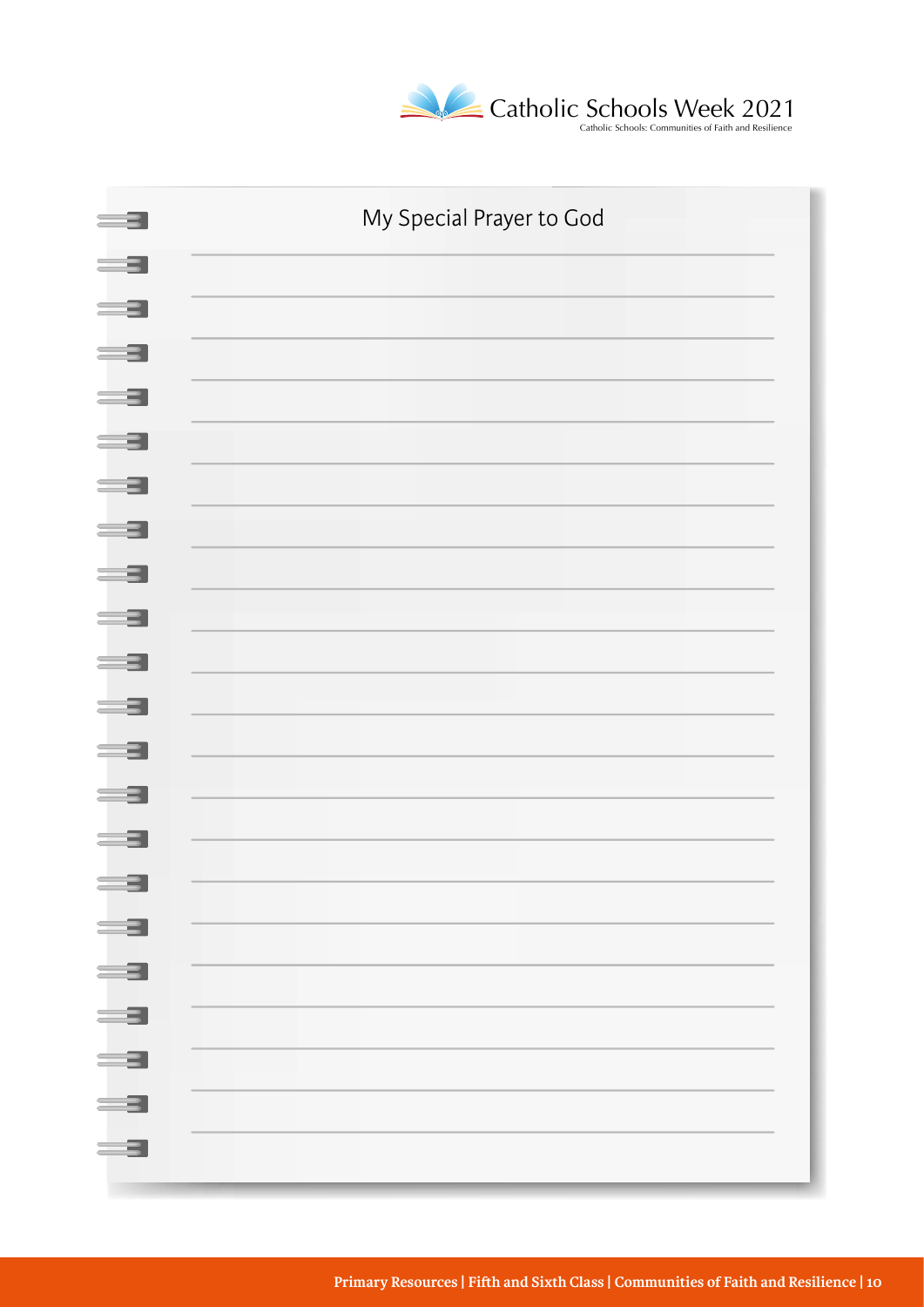# My Special Prayer to God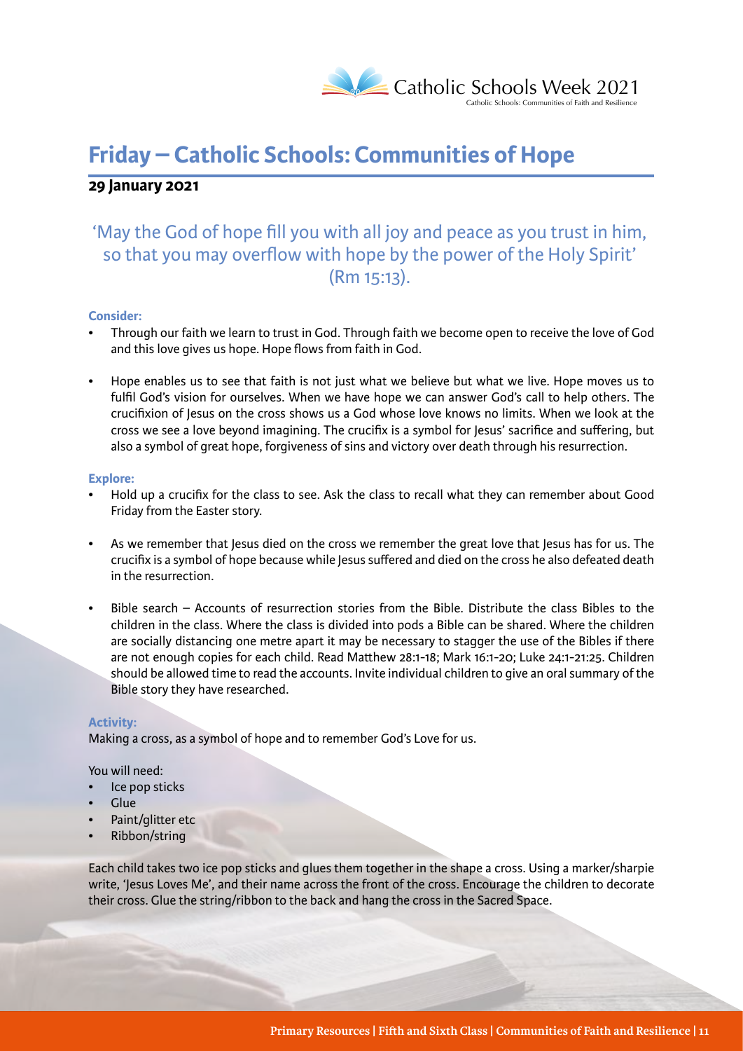# Friday – Catholic Schools: Communities of Hope

**29 January 2021**

'May the God of hope fill you with all joy and peace as you trust in him, so that you may overflow with hope by the power of the Holy Spirit' (Rm 15:13).

**Consider:**

- Through our faith we learn to trust in God. Through faith we become open to receive the love of God and this love gives us hope. Hope flows from faith in God.
- Hope enables us to see that faith is not just what we believe but what we live. Hope moves us to fulfil God's vision for ourselves. When we have hope we can answer God's call to help others. The crucifixion of Jesus on the cross shows us a God whose love knows no limits. When we look at the cross we see a love beyond imagining. The crucifix is a symbol for Jesus' sacrifice and suffering, but also a symbol of great hope, forgiveness of sins and victory over death through his resurrection.

**Explore:**

- Hold up a crucifix for the class to see. Ask the class to recall what they can remember about Good Friday from the Easter story.
- As we remember that Jesus died on the cross we remember the great love that Jesus has for us. The crucifix is a symbol of hope because while Jesus suffered and died on the cross he also defeated death in the resurrection.
- Bible search – Accounts of resurrection stories from the Bible. Distribute the class Bibles to the children in the class. Where the class is divided into pods a Bible can be shared. Where the children are socially distancing one metre apart it may be necessary to stagger the use of the Bibles if there are not enough copies for each child. Read Matthew 28:1-18; Mark 16:1-20; Luke 24:1-21:25. Children should be allowed time to read the accounts. Invite individual children to give an oral summary of the Bible story they have researched.

**Activity:**

Making a cross, as a symbol of hope and to remember God's Love for us.

You will need:

- Ice pop sticks
- Glue
- Paint/glitter etc
- Ribbon/string

Each child takes two ice pop sticks and glues them together in the shape a cross. Using a marker/sharpie write, 'Jesus Loves Me', and their name across the front of the cross. Encourage the children to decorate their cross. Glue the string/ribbon to the back and hang the cross in the Sacred Space.